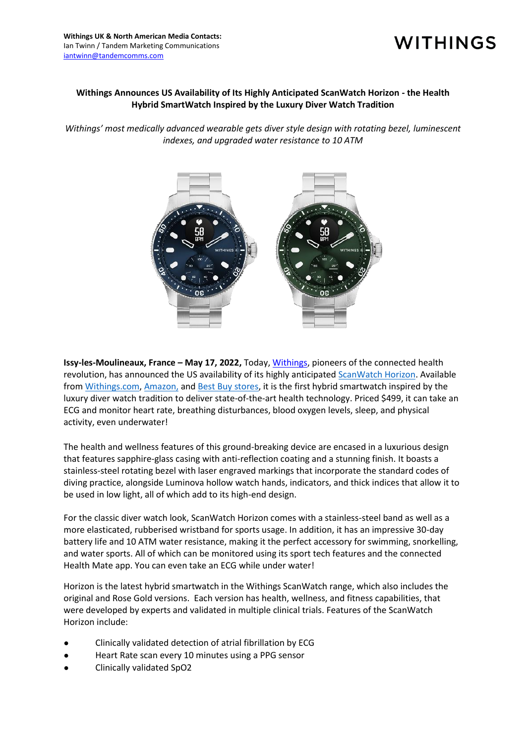**Withings UK & North American Media Contacts:**
Ian Twinn / Tandem Marketing Communications
iantwinn@tandemcomms.com

WITHINGS

# Withings Announces US Availability of Its Highly Anticipated ScanWatch Horizon - the Health Hybrid SmartWatch Inspired by the Luxury Diver Watch Tradition

*Withings' most medically advanced wearable gets diver style design with rotating bezel, luminescent indexes, and upgraded water resistance to 10 ATM*

**Issy-les-Moulineaux, France – May 17, 2022,** Today, Withings, pioneers of the connected health revolution, has announced the US availability of its highly anticipated ScanWatch Horizon. Available from Withings.com, Amazon, and Best Buy stores, it is the first hybrid smartwatch inspired by the luxury diver watch tradition to deliver state-of-the-art health technology. Priced $499, it can take an ECG and monitor heart rate, breathing disturbances, blood oxygen levels, sleep, and physical activity, even underwater!

The health and wellness features of this ground-breaking device are encased in a luxurious design that features sapphire-glass casing with anti-reflection coating and a stunning finish. It boasts a stainless-steel rotating bezel with laser engraved markings that incorporate the standard codes of diving practice, alongside Luminova hollow watch hands, indicators, and thick indices that allow it to be used in low light, all of which add to its high-end design.

For the classic diver watch look, ScanWatch Horizon comes with a stainless-steel band as well as a more elasticated, rubberised wristband for sports usage. In addition, it has an impressive 30-day battery life and 10 ATM water resistance, making it the perfect accessory for swimming, snorkelling, and water sports. All of which can be monitored using its sport tech features and the connected Health Mate app. You can even take an ECG while under water!

Horizon is the latest hybrid smartwatch in the Withings ScanWatch range, which also includes the original and Rose Gold versions. Each version has health, wellness, and fitness capabilities, that were developed by experts and validated in multiple clinical trials. Features of the ScanWatch Horizon include:

- Clinically validated detection of atrial fibrillation by ECG
- Heart Rate scan every 10 minutes using a PPG sensor
- Clinically validated SpO2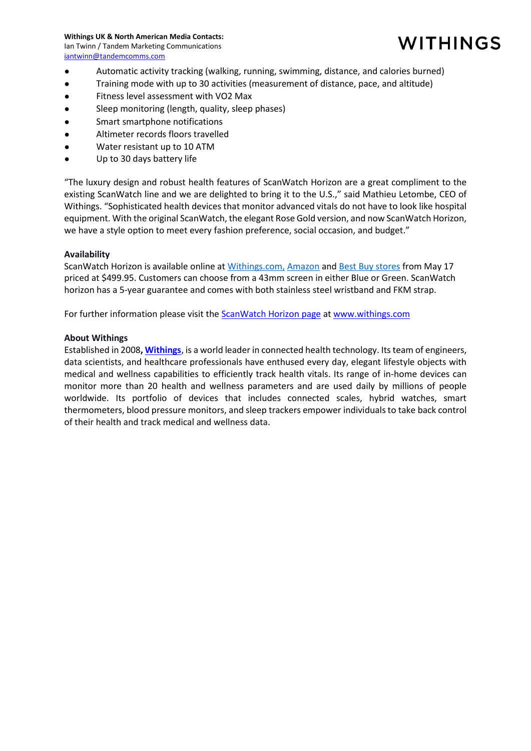**Withings UK & North American Media Contacts:**
Ian Twinn / Tandem Marketing Communications
iantwinn@tandemcomms.com

- Automatic activity tracking (walking, running, swimming, distance, and calories burned)
- Training mode with up to 30 activities (measurement of distance, pace, and altitude)
- Fitness level assessment with VO2 Max
- Sleep monitoring (length, quality, sleep phases)
- Smart smartphone notifications
- Altimeter records floors travelled
- Water resistant up to 10 ATM
- Up to 30 days battery life

"The luxury design and robust health features of ScanWatch Horizon are a great compliment to the existing ScanWatch line and we are delighted to bring it to the U.S.," said Mathieu Letombe, CEO of Withings. "Sophisticated health devices that monitor advanced vitals do not have to look like hospital equipment. With the original ScanWatch, the elegant Rose Gold version, and now ScanWatch Horizon, we have a style option to meet every fashion preference, social occasion, and budget."

**Availability**
ScanWatch Horizon is available online at Withings.com, Amazon and Best Buy stores from May 17 priced at $499.95. Customers can choose from a 43mm screen in either Blue or Green. ScanWatch horizon has a 5-year guarantee and comes with both stainless steel wristband and FKM strap.

For further information please visit the ScanWatch Horizon page at www.withings.com

**About Withings**
Established in 2008**, Withings**, is a world leader in connected health technology. Its team of engineers, data scientists, and healthcare professionals have enthused every day, elegant lifestyle objects with medical and wellness capabilities to efficiently track health vitals. Its range of in-home devices can monitor more than 20 health and wellness parameters and are used daily by millions of people worldwide. Its portfolio of devices that includes connected scales, hybrid watches, smart thermometers, blood pressure monitors, and sleep trackers empower individuals to take back control of their health and track medical and wellness data.